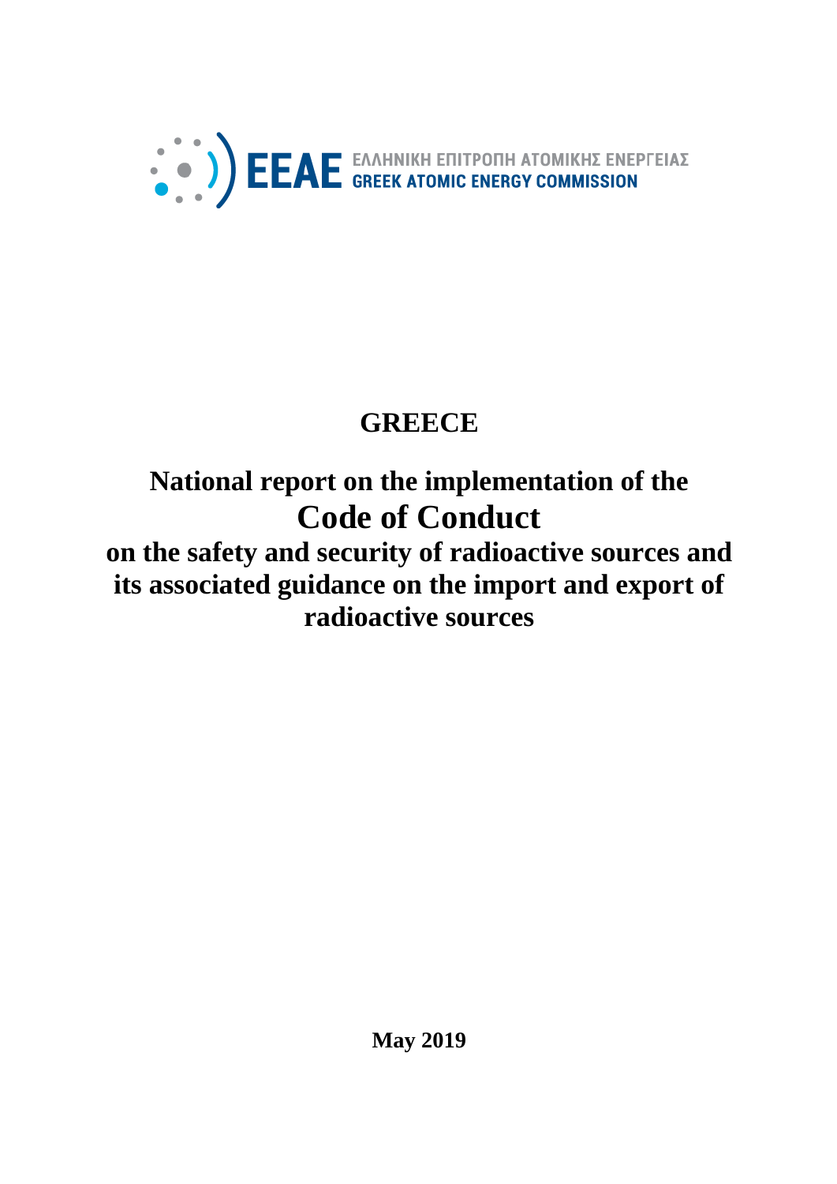EEAE ΕΛΛΗΝΙΚΗ ΕΠΙΤΡΟΠΗ ΑΤΟΜΙΚΗΣ ΕΝΕΡΓΕΙΑΣ
GREEK ATOMIC ENERGY COMMISSION

# GREECE

# National report on the implementation of the Code of Conduct on the safety and security of radioactive sources and its associated guidance on the import and export of radioactive sources

**May 2019**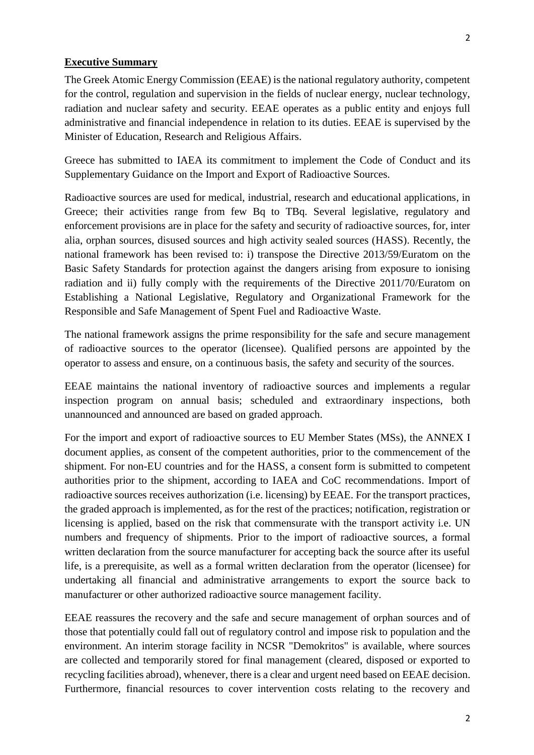## Executive Summary

The Greek Atomic Energy Commission (EEAE) is the national regulatory authority, competent for the control, regulation and supervision in the fields of nuclear energy, nuclear technology, radiation and nuclear safety and security. EEAE operates as a public entity and enjoys full administrative and financial independence in relation to its duties. EEAE is supervised by the Minister of Education, Research and Religious Affairs.

Greece has submitted to IAEA its commitment to implement the Code of Conduct and its Supplementary Guidance on the Import and Export of Radioactive Sources.

Radioactive sources are used for medical, industrial, research and educational applications, in Greece; their activities range from few Bq to TBq. Several legislative, regulatory and enforcement provisions are in place for the safety and security of radioactive sources, for, inter alia, orphan sources, disused sources and high activity sealed sources (HASS). Recently, the national framework has been revised to: i) transpose the Directive 2013/59/Euratom on the Basic Safety Standards for protection against the dangers arising from exposure to ionising radiation and ii) fully comply with the requirements of the Directive 2011/70/Euratom on Establishing a National Legislative, Regulatory and Organizational Framework for the Responsible and Safe Management of Spent Fuel and Radioactive Waste.

The national framework assigns the prime responsibility for the safe and secure management of radioactive sources to the operator (licensee). Qualified persons are appointed by the operator to assess and ensure, on a continuous basis, the safety and security of the sources.

EEAE maintains the national inventory of radioactive sources and implements a regular inspection program on annual basis; scheduled and extraordinary inspections, both unannounced and announced are based on graded approach.

For the import and export of radioactive sources to EU Member States (MSs), the ANNEX I document applies, as consent of the competent authorities, prior to the commencement of the shipment. For non-EU countries and for the HASS, a consent form is submitted to competent authorities prior to the shipment, according to IAEA and CoC recommendations. Import of radioactive sources receives authorization (i.e. licensing) by EEAE. For the transport practices, the graded approach is implemented, as for the rest of the practices; notification, registration or licensing is applied, based on the risk that commensurate with the transport activity i.e. UN numbers and frequency of shipments. Prior to the import of radioactive sources, a formal written declaration from the source manufacturer for accepting back the source after its useful life, is a prerequisite, as well as a formal written declaration from the operator (licensee) for undertaking all financial and administrative arrangements to export the source back to manufacturer or other authorized radioactive source management facility.

EEAE reassures the recovery and the safe and secure management of orphan sources and of those that potentially could fall out of regulatory control and impose risk to population and the environment. An interim storage facility in NCSR "Demokritos" is available, where sources are collected and temporarily stored for final management (cleared, disposed or exported to recycling facilities abroad), whenever, there is a clear and urgent need based on EEAE decision. Furthermore, financial resources to cover intervention costs relating to the recovery and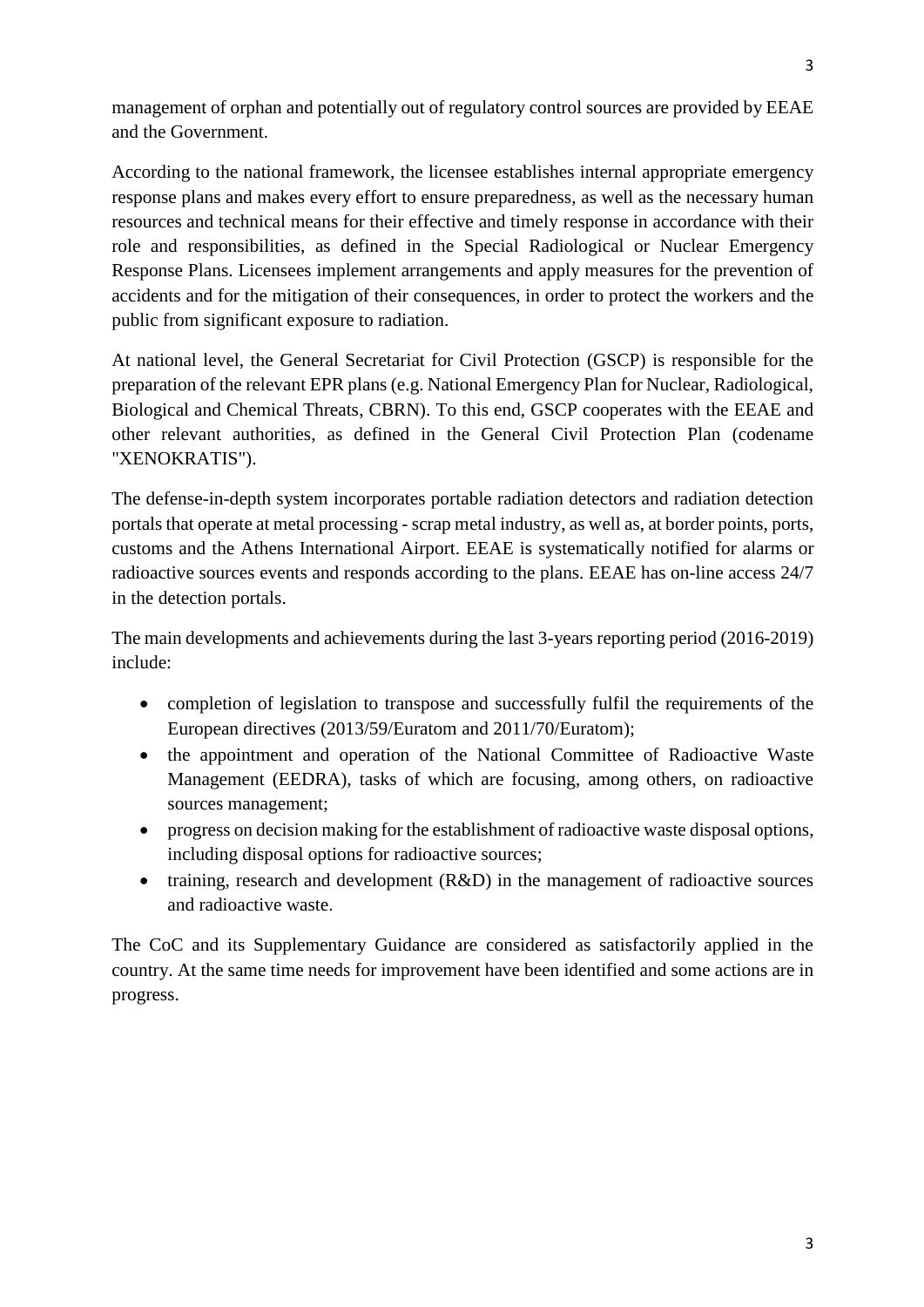management of orphan and potentially out of regulatory control sources are provided by EEAE and the Government.

According to the national framework, the licensee establishes internal appropriate emergency response plans and makes every effort to ensure preparedness, as well as the necessary human resources and technical means for their effective and timely response in accordance with their role and responsibilities, as defined in the Special Radiological or Nuclear Emergency Response Plans. Licensees implement arrangements and apply measures for the prevention of accidents and for the mitigation of their consequences, in order to protect the workers and the public from significant exposure to radiation.

At national level, the General Secretariat for Civil Protection (GSCP) is responsible for the preparation of the relevant EPR plans (e.g. National Emergency Plan for Nuclear, Radiological, Biological and Chemical Threats, CBRN). To this end, GSCP cooperates with the EEAE and other relevant authorities, as defined in the General Civil Protection Plan (codename "XENOKRATIS").

The defense-in-depth system incorporates portable radiation detectors and radiation detection portals that operate at metal processing - scrap metal industry, as well as, at border points, ports, customs and the Athens International Airport. EEAE is systematically notified for alarms or radioactive sources events and responds according to the plans. EEAE has on-line access 24/7 in the detection portals.

The main developments and achievements during the last 3-years reporting period (2016-2019) include:

- completion of legislation to transpose and successfully fulfil the requirements of the European directives (2013/59/Euratom and 2011/70/Euratom);
- the appointment and operation of the National Committee of Radioactive Waste Management (EEDRA), tasks of which are focusing, among others, on radioactive sources management;
- progress on decision making for the establishment of radioactive waste disposal options, including disposal options for radioactive sources;
- training, research and development (R&D) in the management of radioactive sources and radioactive waste.

The CoC and its Supplementary Guidance are considered as satisfactorily applied in the country. At the same time needs for improvement have been identified and some actions are in progress.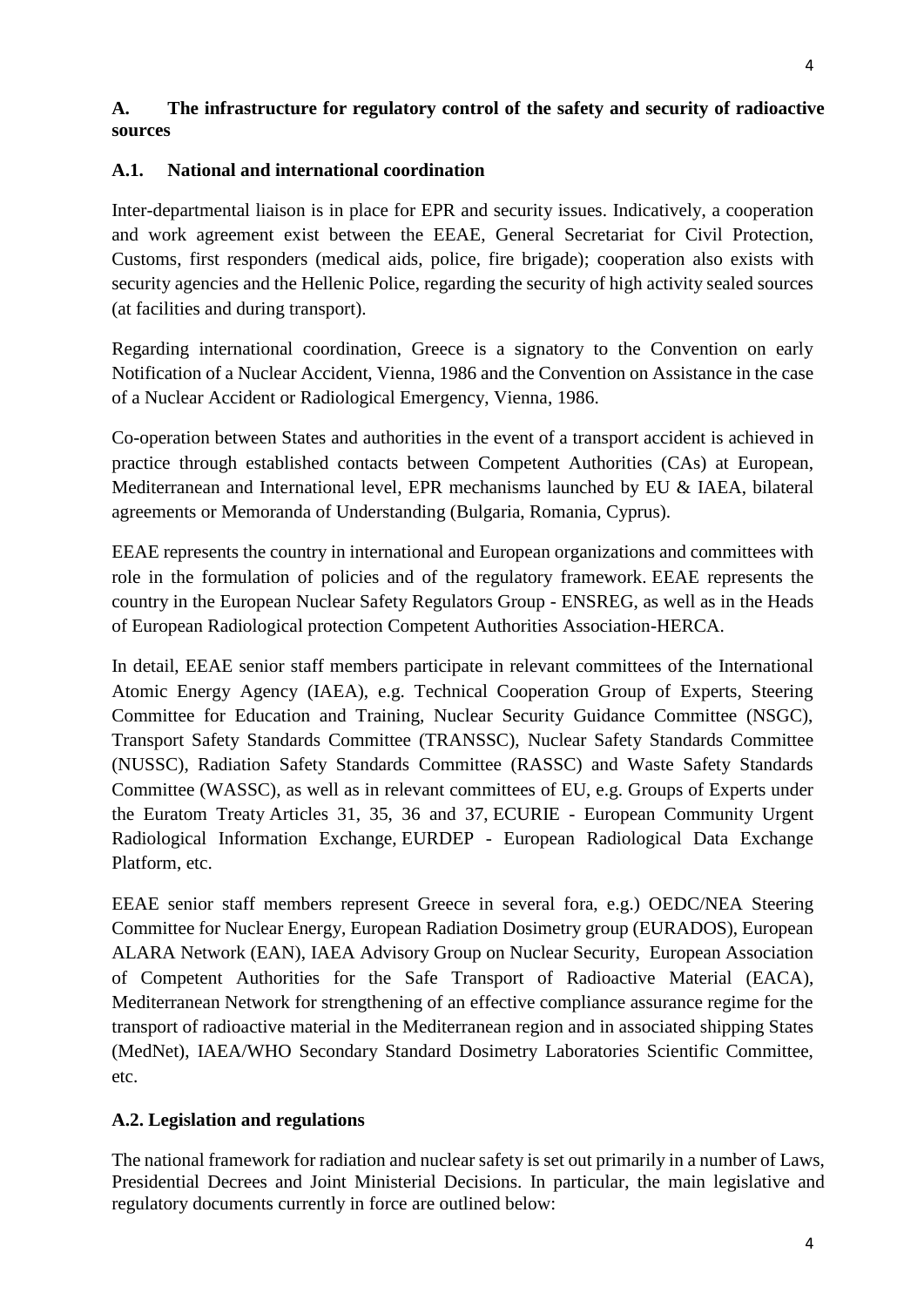## A. The infrastructure for regulatory control of the safety and security of radioactive sources

### A.1. National and international coordination

Inter-departmental liaison is in place for EPR and security issues. Indicatively, a cooperation and work agreement exist between the EEAE, General Secretariat for Civil Protection, Customs, first responders (medical aids, police, fire brigade); cooperation also exists with security agencies and the Hellenic Police, regarding the security of high activity sealed sources (at facilities and during transport).

Regarding international coordination, Greece is a signatory to the Convention on early Notification of a Nuclear Accident, Vienna, 1986 and the Convention on Assistance in the case of a Nuclear Accident or Radiological Emergency, Vienna, 1986.

Co-operation between States and authorities in the event of a transport accident is achieved in practice through established contacts between Competent Authorities (CAs) at European, Mediterranean and International level, EPR mechanisms launched by EU & IAEA, bilateral agreements or Memoranda of Understanding (Bulgaria, Romania, Cyprus).

EEAE represents the country in international and European organizations and committees with role in the formulation of policies and of the regulatory framework. EEAE represents the country in the European Nuclear Safety Regulators Group - ENSREG, as well as in the Heads of European Radiological protection Competent Authorities Association-HERCA.

In detail, EEAE senior staff members participate in relevant committees of the International Atomic Energy Agency (IAEA), e.g. Technical Cooperation Group of Experts, Steering Committee for Education and Training, Nuclear Security Guidance Committee (NSGC), Transport Safety Standards Committee (TRANSSC), Nuclear Safety Standards Committee (NUSSC), Radiation Safety Standards Committee (RASSC) and Waste Safety Standards Committee (WASSC), as well as in relevant committees of EU, e.g. Groups of Experts under the Euratom Treaty Articles 31, 35, 36 and 37, ECURIE - European Community Urgent Radiological Information Exchange, EURDEP - European Radiological Data Exchange Platform, etc.

EEAE senior staff members represent Greece in several fora, e.g.) OEDC/NEA Steering Committee for Nuclear Energy, European Radiation Dosimetry group (EURADOS), European ALARA Network (EAN), IAEA Advisory Group on Nuclear Security, European Association of Competent Authorities for the Safe Transport of Radioactive Material (EACA), Mediterranean Network for strengthening of an effective compliance assurance regime for the transport of radioactive material in the Mediterranean region and in associated shipping States (MedNet), IAEA/WHO Secondary Standard Dosimetry Laboratories Scientific Committee, etc.

### A.2. Legislation and regulations

The national framework for radiation and nuclear safety is set out primarily in a number of Laws, Presidential Decrees and Joint Ministerial Decisions. In particular, the main legislative and regulatory documents currently in force are outlined below: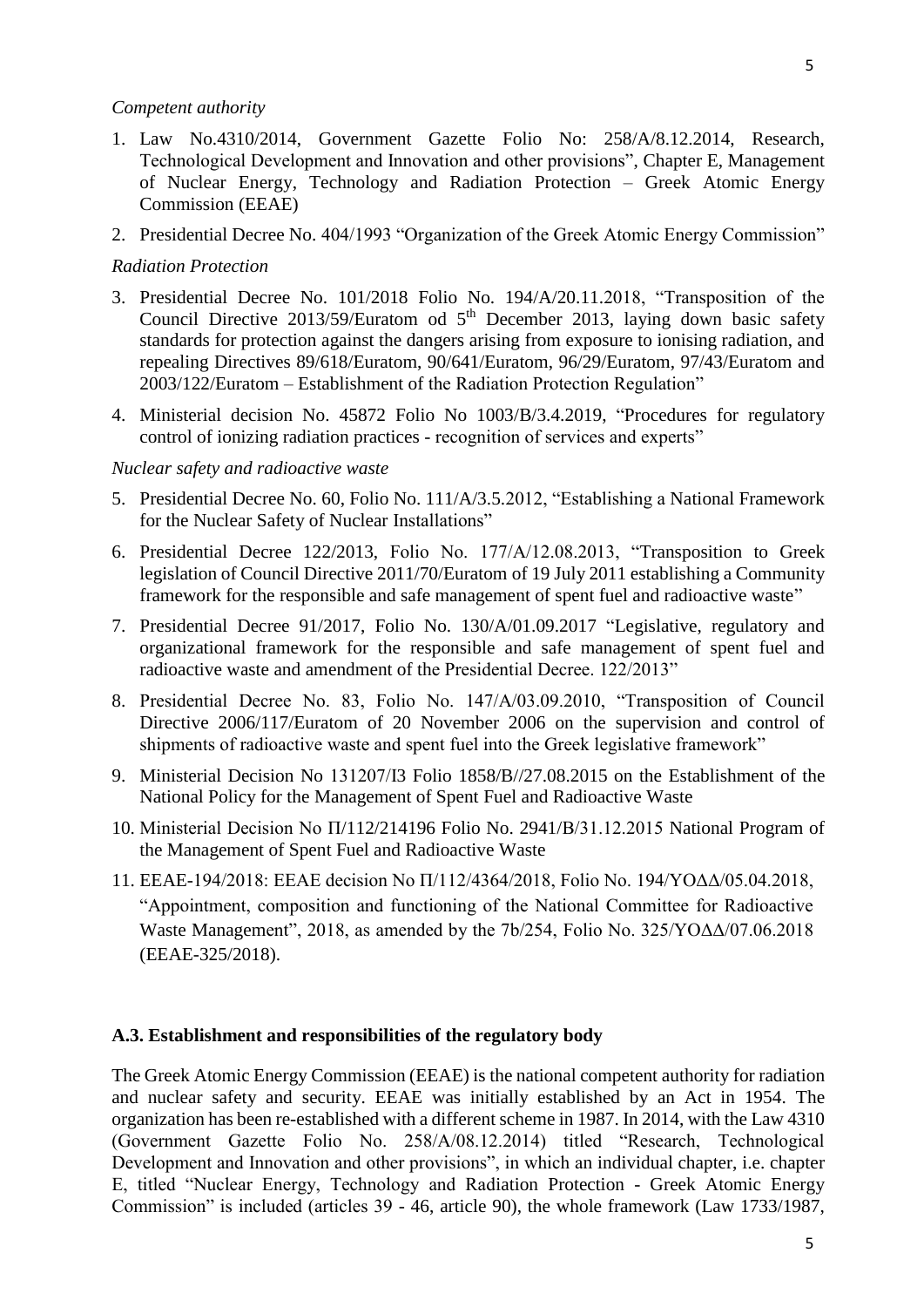*Competent authority*

1. Law No.4310/2014, Government Gazette Folio No: 258/A/8.12.2014, Research, Technological Development and Innovation and other provisions", Chapter E, Management of Nuclear Energy, Technology and Radiation Protection – Greek Atomic Energy Commission (EEAE)
2. Presidential Decree No. 404/1993 "Organization of the Greek Atomic Energy Commission"

*Radiation Protection*

3. Presidential Decree No. 101/2018 Folio No. 194/A/20.11.2018, "Transposition of the Council Directive 2013/59/Euratom od 5th December 2013, laying down basic safety standards for protection against the dangers arising from exposure to ionising radiation, and repealing Directives 89/618/Euratom, 90/641/Euratom, 96/29/Euratom, 97/43/Euratom and 2003/122/Euratom – Establishment of the Radiation Protection Regulation"
4. Ministerial decision No. 45872 Folio No 1003/B/3.4.2019, "Procedures for regulatory control of ionizing radiation practices - recognition of services and experts"

*Nuclear safety and radioactive waste*

5. Presidential Decree No. 60, Folio No. 111/A/3.5.2012, "Establishing a National Framework for the Nuclear Safety of Nuclear Installations"
6. Presidential Decree 122/2013, Folio No. 177/A/12.08.2013, "Transposition to Greek legislation of Council Directive 2011/70/Euratom of 19 July 2011 establishing a Community framework for the responsible and safe management of spent fuel and radioactive waste"
7. Presidential Decree 91/2017, Folio No. 130/A/01.09.2017 "Legislative, regulatory and organizational framework for the responsible and safe management of spent fuel and radioactive waste and amendment of the Presidential Decree. 122/2013"
8. Presidential Decree No. 83, Folio No. 147/A/03.09.2010, "Transposition of Council Directive 2006/117/Euratom of 20 November 2006 on the supervision and control of shipments of radioactive waste and spent fuel into the Greek legislative framework"
9. Ministerial Decision No 131207/I3 Folio 1858/B//27.08.2015 on the Establishment of the National Policy for the Management of Spent Fuel and Radioactive Waste
10. Ministerial Decision No Π/112/214196 Folio No. 2941/B/31.12.2015 National Program of the Management of Spent Fuel and Radioactive Waste
11. EEAE-194/2018: EEAE decision No Π/112/4364/2018, Folio No. 194/ΥΟΔΔ/05.04.2018, "Appointment, composition and functioning of the National Committee for Radioactive Waste Management", 2018, as amended by the 7b/254, Folio No. 325/ΥΟΔΔ/07.06.2018 (EEAE-325/2018).

### A.3. Establishment and responsibilities of the regulatory body

The Greek Atomic Energy Commission (EEAE) is the national competent authority for radiation and nuclear safety and security. EEAE was initially established by an Act in 1954. The organization has been re-established with a different scheme in 1987. In 2014, with the Law 4310 (Government Gazette Folio No. 258/A/08.12.2014) titled "Research, Technological Development and Innovation and other provisions", in which an individual chapter, i.e. chapter E, titled "Nuclear Energy, Technology and Radiation Protection - Greek Atomic Energy Commission" is included (articles 39 - 46, article 90), the whole framework (Law 1733/1987,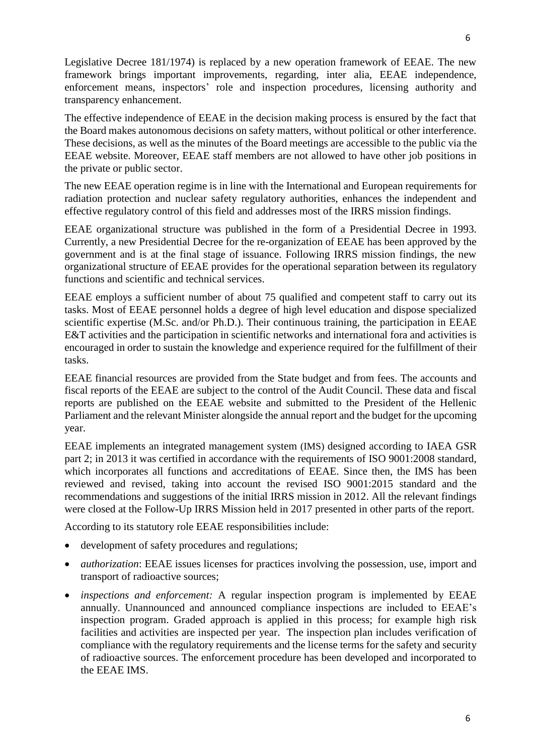Legislative Decree 181/1974) is replaced by a new operation framework of EEAE. The new framework brings important improvements, regarding, inter alia, EEAE independence, enforcement means, inspectors' role and inspection procedures, licensing authority and transparency enhancement.

The effective independence of EEAE in the decision making process is ensured by the fact that the Board makes autonomous decisions on safety matters, without political or other interference. These decisions, as well as the minutes of the Board meetings are accessible to the public via the EEAE website. Moreover, EEAE staff members are not allowed to have other job positions in the private or public sector.

The new EEAE operation regime is in line with the International and European requirements for radiation protection and nuclear safety regulatory authorities, enhances the independent and effective regulatory control of this field and addresses most of the IRRS mission findings.

EEAE organizational structure was published in the form of a Presidential Decree in 1993. Currently, a new Presidential Decree for the re-organization of EEAE has been approved by the government and is at the final stage of issuance. Following IRRS mission findings, the new organizational structure of EEAE provides for the operational separation between its regulatory functions and scientific and technical services.

EEAE employs a sufficient number of about 75 qualified and competent staff to carry out its tasks. Most of EEAE personnel holds a degree of high level education and dispose specialized scientific expertise (M.Sc. and/or Ph.D.). Their continuous training, the participation in EEAE E&T activities and the participation in scientific networks and international fora and activities is encouraged in order to sustain the knowledge and experience required for the fulfillment of their tasks.

EEAE financial resources are provided from the State budget and from fees. The accounts and fiscal reports of the EEAE are subject to the control of the Audit Council. These data and fiscal reports are published on the EEAE website and submitted to the President of the Hellenic Parliament and the relevant Minister alongside the annual report and the budget for the upcoming year.

EEAE implements an integrated management system (IMS) designed according to IAEA GSR part 2; in 2013 it was certified in accordance with the requirements of ISO 9001:2008 standard, which incorporates all functions and accreditations of EEAE. Since then, the IMS has been reviewed and revised, taking into account the revised ISO 9001:2015 standard and the recommendations and suggestions of the initial IRRS mission in 2012. All the relevant findings were closed at the Follow-Up IRRS Mission held in 2017 presented in other parts of the report.

According to its statutory role EEAE responsibilities include:

- development of safety procedures and regulations;
- *authorization*: EEAE issues licenses for practices involving the possession, use, import and transport of radioactive sources;
- *inspections and enforcement:* A regular inspection program is implemented by EEAE annually. Unannounced and announced compliance inspections are included to EEAE's inspection program. Graded approach is applied in this process; for example high risk facilities and activities are inspected per year. The inspection plan includes verification of compliance with the regulatory requirements and the license terms for the safety and security of radioactive sources. The enforcement procedure has been developed and incorporated to the EEAE IMS.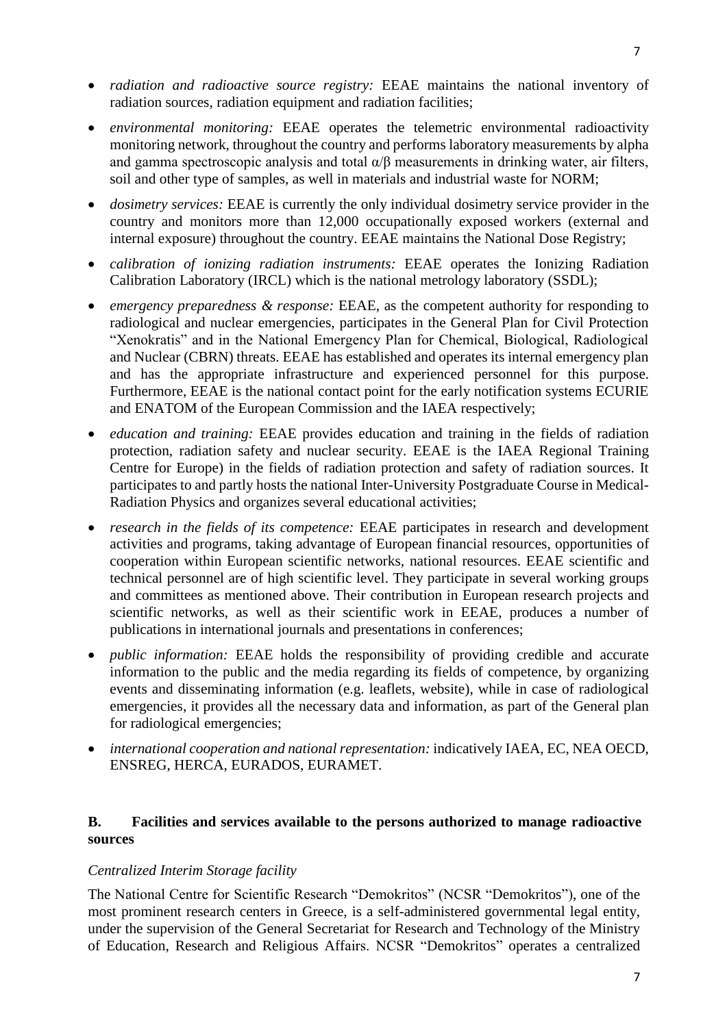- *radiation and radioactive source registry:* EEAE maintains the national inventory of radiation sources, radiation equipment and radiation facilities;
- *environmental monitoring:* EEAE operates the telemetric environmental radioactivity monitoring network, throughout the country and performs laboratory measurements by alpha and gamma spectroscopic analysis and total $\alpha/\beta$ measurements in drinking water, air filters, soil and other type of samples, as well in materials and industrial waste for NORM;
- *dosimetry services:* EEAE is currently the only individual dosimetry service provider in the country and monitors more than 12,000 occupationally exposed workers (external and internal exposure) throughout the country. EEAE maintains the National Dose Registry;
- *calibration of ionizing radiation instruments:* EEAE operates the Ionizing Radiation Calibration Laboratory (IRCL) which is the national metrology laboratory (SSDL);
- *emergency preparedness & response:* EEAE, as the competent authority for responding to radiological and nuclear emergencies, participates in the General Plan for Civil Protection "Xenokratis" and in the National Emergency Plan for Chemical, Biological, Radiological and Nuclear (CBRN) threats. EEAE has established and operates its internal emergency plan and has the appropriate infrastructure and experienced personnel for this purpose. Furthermore, EEAE is the national contact point for the early notification systems ECURIE and ENATOM of the European Commission and the IAEA respectively;
- *education and training:* EEAE provides education and training in the fields of radiation protection, radiation safety and nuclear security. EEAE is the IAEA Regional Training Centre for Europe) in the fields of radiation protection and safety of radiation sources. It participates to and partly hosts the national Inter-University Postgraduate Course in Medical-Radiation Physics and organizes several educational activities;
- *research in the fields of its competence:* EEAE participates in research and development activities and programs, taking advantage of European financial resources, opportunities of cooperation within European scientific networks, national resources. EEAE scientific and technical personnel are of high scientific level. They participate in several working groups and committees as mentioned above. Their contribution in European research projects and scientific networks, as well as their scientific work in EEAE, produces a number of publications in international journals and presentations in conferences;
- *public information:* EEAE holds the responsibility of providing credible and accurate information to the public and the media regarding its fields of competence, by organizing events and disseminating information (e.g. leaflets, website), while in case of radiological emergencies, it provides all the necessary data and information, as part of the General plan for radiological emergencies;
- *international cooperation and national representation:* indicatively IAEA, EC, NEA OECD, ENSREG, HERCA, EURADOS, EURAMET.

## B. Facilities and services available to the persons authorized to manage radioactive sources

*Centralized Interim Storage facility*

The National Centre for Scientific Research "Demokritos" (NCSR "Demokritos"), one of the most prominent research centers in Greece, is a self-administered governmental legal entity, under the supervision of the General Secretariat for Research and Technology of the Ministry of Education, Research and Religious Affairs. NCSR "Demokritos" operates a centralized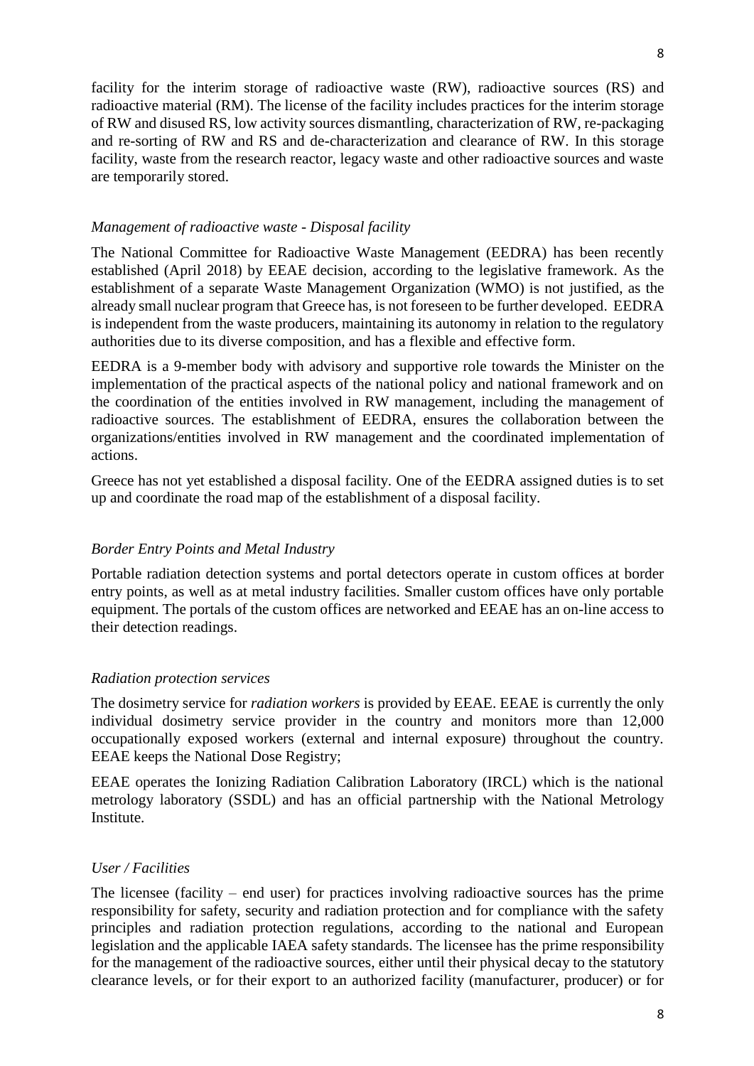facility for the interim storage of radioactive waste (RW), radioactive sources (RS) and radioactive material (RM). The license of the facility includes practices for the interim storage of RW and disused RS, low activity sources dismantling, characterization of RW, re-packaging and re-sorting of RW and RS and de-characterization and clearance of RW. In this storage facility, waste from the research reactor, legacy waste and other radioactive sources and waste are temporarily stored.

*Management of radioactive waste - Disposal facility*

The National Committee for Radioactive Waste Management (EEDRA) has been recently established (April 2018) by EEAE decision, according to the legislative framework. As the establishment of a separate Waste Management Organization (WMO) is not justified, as the already small nuclear program that Greece has, is not foreseen to be further developed. EEDRA is independent from the waste producers, maintaining its autonomy in relation to the regulatory authorities due to its diverse composition, and has a flexible and effective form.

EEDRA is a 9-member body with advisory and supportive role towards the Minister on the implementation of the practical aspects of the national policy and national framework and on the coordination of the entities involved in RW management, including the management of radioactive sources. The establishment of EEDRA, ensures the collaboration between the organizations/entities involved in RW management and the coordinated implementation of actions.

Greece has not yet established a disposal facility. One of the EEDRA assigned duties is to set up and coordinate the road map of the establishment of a disposal facility.

*Border Entry Points and Metal Industry*

Portable radiation detection systems and portal detectors operate in custom offices at border entry points, as well as at metal industry facilities. Smaller custom offices have only portable equipment. The portals of the custom offices are networked and EEAE has an on-line access to their detection readings.

*Radiation protection services*

The dosimetry service for *radiation workers* is provided by EEAE. EEAE is currently the only individual dosimetry service provider in the country and monitors more than 12,000 occupationally exposed workers (external and internal exposure) throughout the country. EEAE keeps the National Dose Registry;

EEAE operates the Ionizing Radiation Calibration Laboratory (IRCL) which is the national metrology laboratory (SSDL) and has an official partnership with the National Metrology Institute.

*User / Facilities*

The licensee (facility – end user) for practices involving radioactive sources has the prime responsibility for safety, security and radiation protection and for compliance with the safety principles and radiation protection regulations, according to the national and European legislation and the applicable IAEA safety standards. The licensee has the prime responsibility for the management of the radioactive sources, either until their physical decay to the statutory clearance levels, or for their export to an authorized facility (manufacturer, producer) or for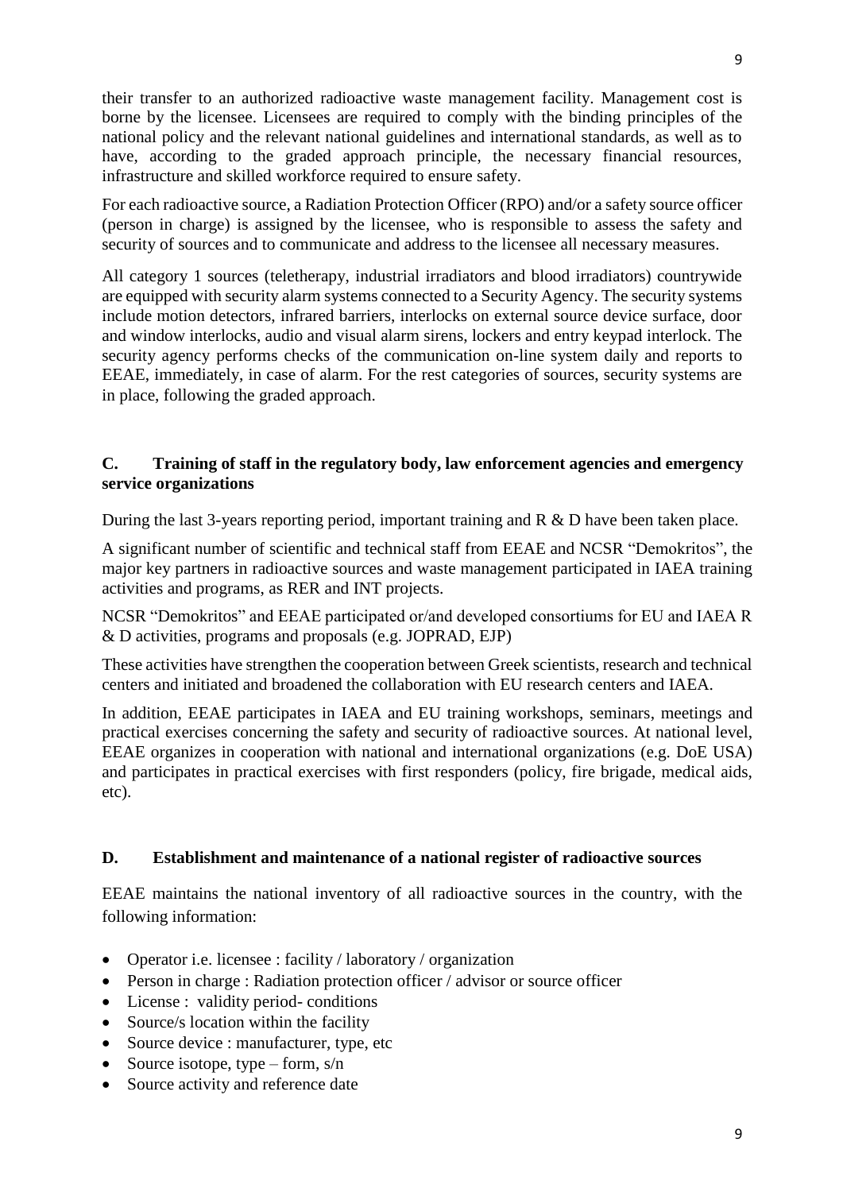their transfer to an authorized radioactive waste management facility. Management cost is borne by the licensee. Licensees are required to comply with the binding principles of the national policy and the relevant national guidelines and international standards, as well as to have, according to the graded approach principle, the necessary financial resources, infrastructure and skilled workforce required to ensure safety.

For each radioactive source, a Radiation Protection Officer (RPO) and/or a safety source officer (person in charge) is assigned by the licensee, who is responsible to assess the safety and security of sources and to communicate and address to the licensee all necessary measures.

All category 1 sources (teletherapy, industrial irradiators and blood irradiators) countrywide are equipped with security alarm systems connected to a Security Agency. The security systems include motion detectors, infrared barriers, interlocks on external source device surface, door and window interlocks, audio and visual alarm sirens, lockers and entry keypad interlock. The security agency performs checks of the communication on-line system daily and reports to EEAE, immediately, in case of alarm. For the rest categories of sources, security systems are in place, following the graded approach.

## C. Training of staff in the regulatory body, law enforcement agencies and emergency service organizations

During the last 3-years reporting period, important training and R & D have been taken place.

A significant number of scientific and technical staff from EEAE and NCSR "Demokritos", the major key partners in radioactive sources and waste management participated in IAEA training activities and programs, as RER and INT projects.

NCSR "Demokritos" and EEAE participated or/and developed consortiums for EU and IAEA R & D activities, programs and proposals (e.g. JOPRAD, EJP)

These activities have strengthen the cooperation between Greek scientists, research and technical centers and initiated and broadened the collaboration with EU research centers and IAEA.

In addition, EEAE participates in IAEA and EU training workshops, seminars, meetings and practical exercises concerning the safety and security of radioactive sources. At national level, EEAE organizes in cooperation with national and international organizations (e.g. DoE USA) and participates in practical exercises with first responders (policy, fire brigade, medical aids, etc).

## D. Establishment and maintenance of a national register of radioactive sources

EEAE maintains the national inventory of all radioactive sources in the country, with the following information:

- Operator i.e. licensee : facility / laboratory / organization
- Person in charge : Radiation protection officer / advisor or source officer
- License : validity period- conditions
- Source/s location within the facility
- Source device : manufacturer, type, etc
- Source isotope, type – form, s/n
- Source activity and reference date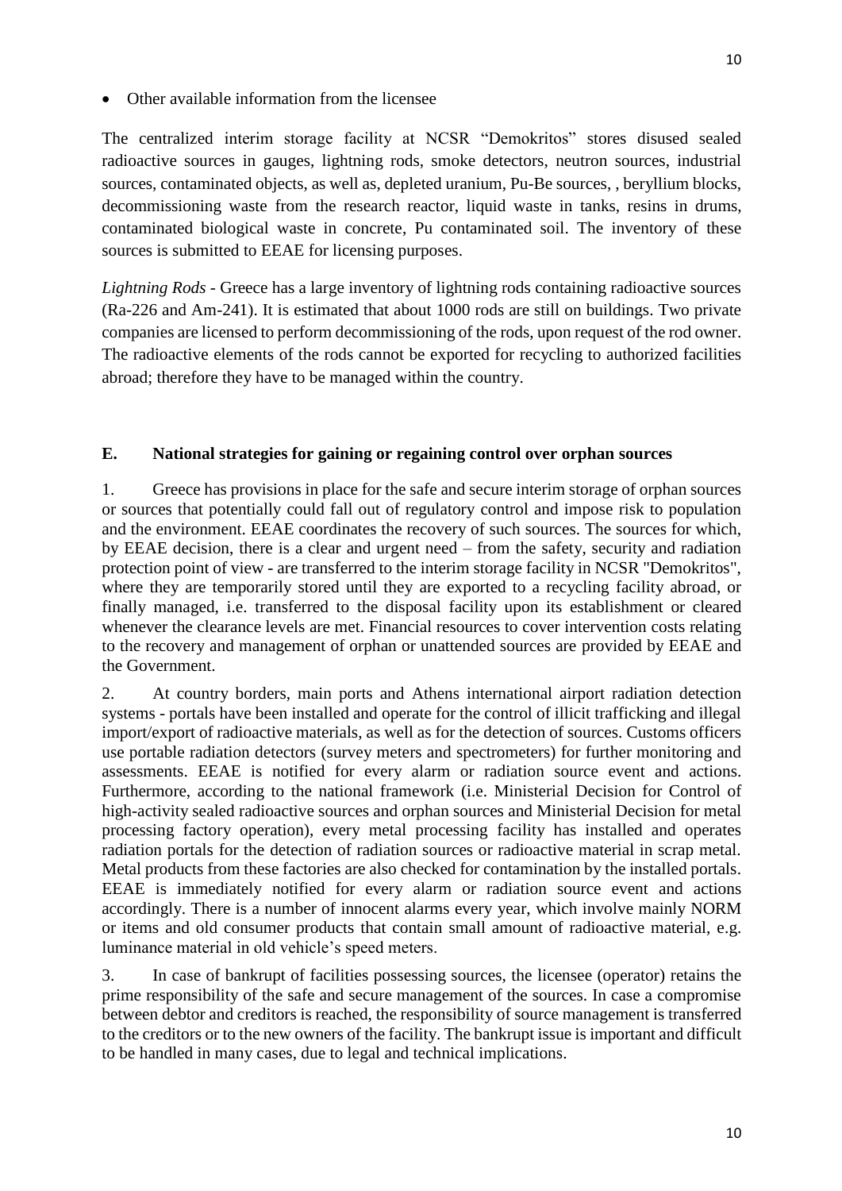- Other available information from the licensee

The centralized interim storage facility at NCSR "Demokritos" stores disused sealed radioactive sources in gauges, lightning rods, smoke detectors, neutron sources, industrial sources, contaminated objects, as well as, depleted uranium, Pu-Be sources, , beryllium blocks, decommissioning waste from the research reactor, liquid waste in tanks, resins in drums, contaminated biological waste in concrete, Pu contaminated soil. The inventory of these sources is submitted to EEAE for licensing purposes.

*Lightning Rods* - Greece has a large inventory of lightning rods containing radioactive sources (Ra-226 and Am-241). It is estimated that about 1000 rods are still on buildings. Two private companies are licensed to perform decommissioning of the rods, upon request of the rod owner. The radioactive elements of the rods cannot be exported for recycling to authorized facilities abroad; therefore they have to be managed within the country.

## E. National strategies for gaining or regaining control over orphan sources

1. Greece has provisions in place for the safe and secure interim storage of orphan sources or sources that potentially could fall out of regulatory control and impose risk to population and the environment. EEAE coordinates the recovery of such sources. The sources for which, by EEAE decision, there is a clear and urgent need – from the safety, security and radiation protection point of view - are transferred to the interim storage facility in NCSR "Demokritos", where they are temporarily stored until they are exported to a recycling facility abroad, or finally managed, i.e. transferred to the disposal facility upon its establishment or cleared whenever the clearance levels are met. Financial resources to cover intervention costs relating to the recovery and management of orphan or unattended sources are provided by EEAE and the Government.

2. At country borders, main ports and Athens international airport radiation detection systems - portals have been installed and operate for the control of illicit trafficking and illegal import/export of radioactive materials, as well as for the detection of sources. Customs officers use portable radiation detectors (survey meters and spectrometers) for further monitoring and assessments. EEAE is notified for every alarm or radiation source event and actions. Furthermore, according to the national framework (i.e. Ministerial Decision for Control of high-activity sealed radioactive sources and orphan sources and Ministerial Decision for metal processing factory operation), every metal processing facility has installed and operates radiation portals for the detection of radiation sources or radioactive material in scrap metal. Metal products from these factories are also checked for contamination by the installed portals. EEAE is immediately notified for every alarm or radiation source event and actions accordingly. There is a number of innocent alarms every year, which involve mainly NORM or items and old consumer products that contain small amount of radioactive material, e.g. luminance material in old vehicle's speed meters.

3. In case of bankrupt of facilities possessing sources, the licensee (operator) retains the prime responsibility of the safe and secure management of the sources. In case a compromise between debtor and creditors is reached, the responsibility of source management is transferred to the creditors or to the new owners of the facility. The bankrupt issue is important and difficult to be handled in many cases, due to legal and technical implications.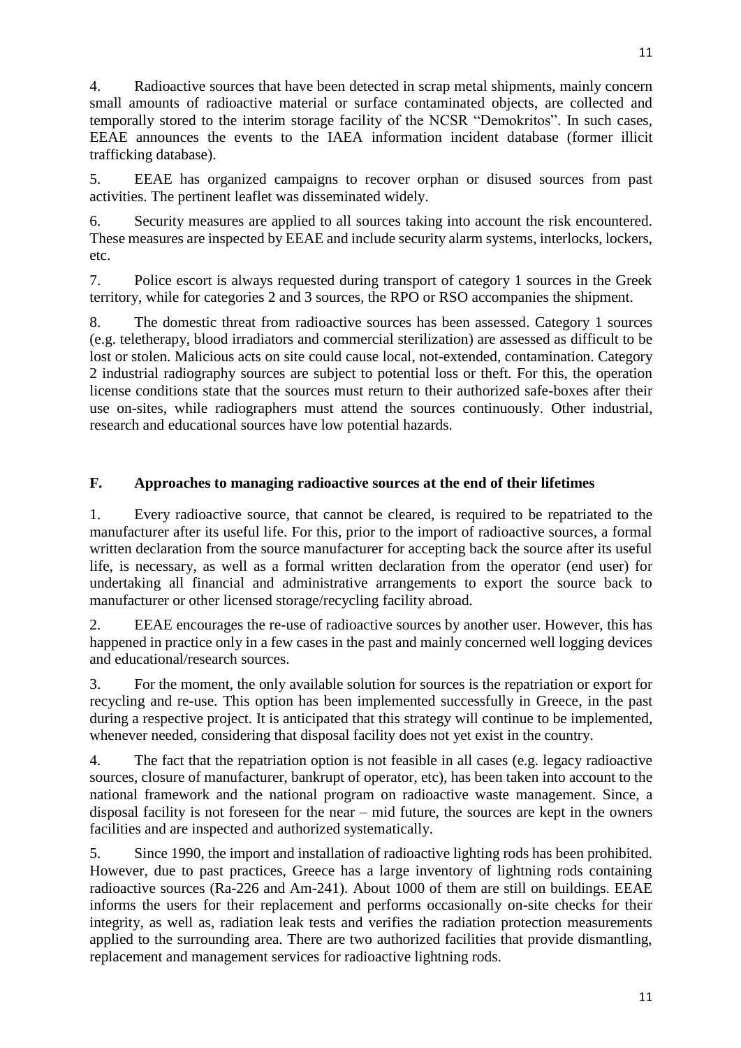4. Radioactive sources that have been detected in scrap metal shipments, mainly concern small amounts of radioactive material or surface contaminated objects, are collected and temporally stored to the interim storage facility of the NCSR "Demokritos". In such cases, EEAE announces the events to the IAEA information incident database (former illicit trafficking database).

5. EEAE has organized campaigns to recover orphan or disused sources from past activities. The pertinent leaflet was disseminated widely.

6. Security measures are applied to all sources taking into account the risk encountered. These measures are inspected by EEAE and include security alarm systems, interlocks, lockers, etc.

7. Police escort is always requested during transport of category 1 sources in the Greek territory, while for categories 2 and 3 sources, the RPO or RSO accompanies the shipment.

8. The domestic threat from radioactive sources has been assessed. Category 1 sources (e.g. teletherapy, blood irradiators and commercial sterilization) are assessed as difficult to be lost or stolen. Malicious acts on site could cause local, not-extended, contamination. Category 2 industrial radiography sources are subject to potential loss or theft. For this, the operation license conditions state that the sources must return to their authorized safe-boxes after their use on-sites, while radiographers must attend the sources continuously. Other industrial, research and educational sources have low potential hazards.

## F. Approaches to managing radioactive sources at the end of their lifetimes

1. Every radioactive source, that cannot be cleared, is required to be repatriated to the manufacturer after its useful life. For this, prior to the import of radioactive sources, a formal written declaration from the source manufacturer for accepting back the source after its useful life, is necessary, as well as a formal written declaration from the operator (end user) for undertaking all financial and administrative arrangements to export the source back to manufacturer or other licensed storage/recycling facility abroad.

2. EEAE encourages the re-use of radioactive sources by another user. However, this has happened in practice only in a few cases in the past and mainly concerned well logging devices and educational/research sources.

3. For the moment, the only available solution for sources is the repatriation or export for recycling and re-use. This option has been implemented successfully in Greece, in the past during a respective project. It is anticipated that this strategy will continue to be implemented, whenever needed, considering that disposal facility does not yet exist in the country.

4. The fact that the repatriation option is not feasible in all cases (e.g. legacy radioactive sources, closure of manufacturer, bankrupt of operator, etc), has been taken into account to the national framework and the national program on radioactive waste management. Since, a disposal facility is not foreseen for the near – mid future, the sources are kept in the owners facilities and are inspected and authorized systematically.

5. Since 1990, the import and installation of radioactive lighting rods has been prohibited. However, due to past practices, Greece has a large inventory of lightning rods containing radioactive sources (Ra-226 and Am-241). About 1000 of them are still on buildings. EEAE informs the users for their replacement and performs occasionally on-site checks for their integrity, as well as, radiation leak tests and verifies the radiation protection measurements applied to the surrounding area. There are two authorized facilities that provide dismantling, replacement and management services for radioactive lightning rods.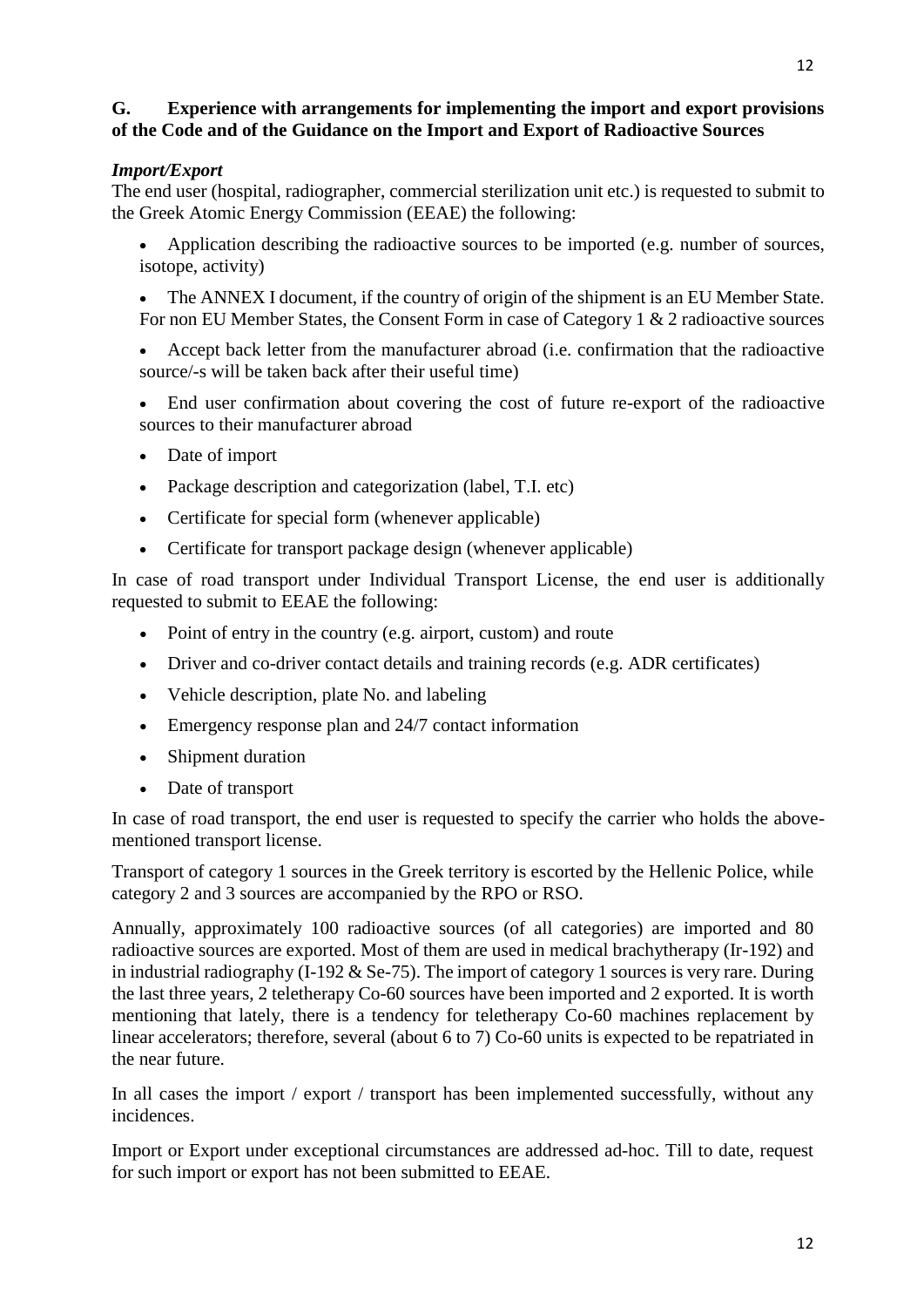## G. Experience with arrangements for implementing the import and export provisions of the Code and of the Guidance on the Import and Export of Radioactive Sources

### *Import/Export*

The end user (hospital, radiographer, commercial sterilization unit etc.) is requested to submit to the Greek Atomic Energy Commission (EEAE) the following:

- Application describing the radioactive sources to be imported (e.g. number of sources, isotope, activity)
- The ANNEX I document, if the country of origin of the shipment is an EU Member State. For non EU Member States, the Consent Form in case of Category 1 & 2 radioactive sources
- Accept back letter from the manufacturer abroad (i.e. confirmation that the radioactive source/-s will be taken back after their useful time)
- End user confirmation about covering the cost of future re-export of the radioactive sources to their manufacturer abroad
- Date of import
- Package description and categorization (label, T.I. etc)
- Certificate for special form (whenever applicable)
- Certificate for transport package design (whenever applicable)

In case of road transport under Individual Transport License, the end user is additionally requested to submit to EEAE the following:

- Point of entry in the country (e.g. airport, custom) and route
- Driver and co-driver contact details and training records (e.g. ADR certificates)
- Vehicle description, plate No. and labeling
- Emergency response plan and 24/7 contact information
- Shipment duration
- Date of transport

In case of road transport, the end user is requested to specify the carrier who holds the above-mentioned transport license.

Transport of category 1 sources in the Greek territory is escorted by the Hellenic Police, while category 2 and 3 sources are accompanied by the RPO or RSO.

Annually, approximately 100 radioactive sources (of all categories) are imported and 80 radioactive sources are exported. Most of them are used in medical brachytherapy (Ir-192) and in industrial radiography (I-192 & Se-75). The import of category 1 sources is very rare. During the last three years, 2 teletherapy Co-60 sources have been imported and 2 exported. It is worth mentioning that lately, there is a tendency for teletherapy Co-60 machines replacement by linear accelerators; therefore, several (about 6 to 7) Co-60 units is expected to be repatriated in the near future.

In all cases the import / export / transport has been implemented successfully, without any incidences.

Import or Export under exceptional circumstances are addressed ad-hoc. Till to date, request for such import or export has not been submitted to EEAE.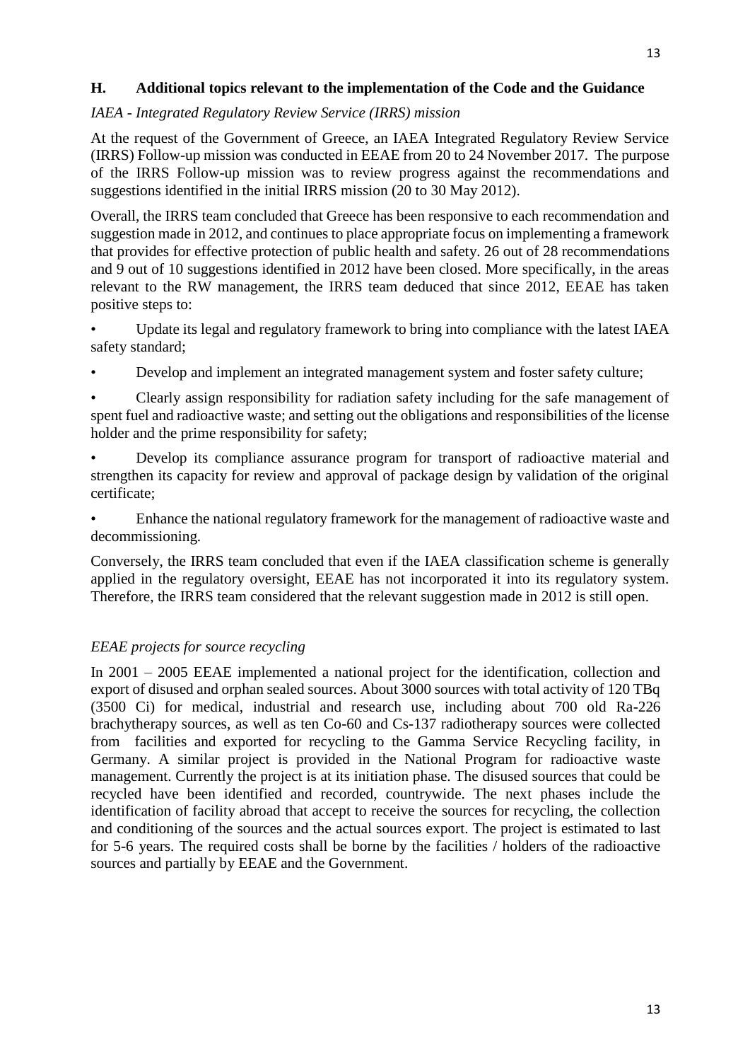## H. Additional topics relevant to the implementation of the Code and the Guidance

*IAEA - Integrated Regulatory Review Service (IRRS) mission*

At the request of the Government of Greece, an IAEA Integrated Regulatory Review Service (IRRS) Follow-up mission was conducted in EEAE from 20 to 24 November 2017. The purpose of the IRRS Follow-up mission was to review progress against the recommendations and suggestions identified in the initial IRRS mission (20 to 30 May 2012).

Overall, the IRRS team concluded that Greece has been responsive to each recommendation and suggestion made in 2012, and continues to place appropriate focus on implementing a framework that provides for effective protection of public health and safety. 26 out of 28 recommendations and 9 out of 10 suggestions identified in 2012 have been closed. More specifically, in the areas relevant to the RW management, the IRRS team deduced that since 2012, EEAE has taken positive steps to:

- Update its legal and regulatory framework to bring into compliance with the latest IAEA safety standard;
- Develop and implement an integrated management system and foster safety culture;
- Clearly assign responsibility for radiation safety including for the safe management of spent fuel and radioactive waste; and setting out the obligations and responsibilities of the license holder and the prime responsibility for safety;
- Develop its compliance assurance program for transport of radioactive material and strengthen its capacity for review and approval of package design by validation of the original certificate;
- Enhance the national regulatory framework for the management of radioactive waste and decommissioning.

Conversely, the IRRS team concluded that even if the IAEA classification scheme is generally applied in the regulatory oversight, EEAE has not incorporated it into its regulatory system. Therefore, the IRRS team considered that the relevant suggestion made in 2012 is still open.

*EEAE projects for source recycling*

In 2001 – 2005 EEAE implemented a national project for the identification, collection and export of disused and orphan sealed sources. About 3000 sources with total activity of 120 TBq (3500 Ci) for medical, industrial and research use, including about 700 old Ra-226 brachytherapy sources, as well as ten Co-60 and Cs-137 radiotherapy sources were collected from facilities and exported for recycling to the Gamma Service Recycling facility, in Germany. A similar project is provided in the National Program for radioactive waste management. Currently the project is at its initiation phase. The disused sources that could be recycled have been identified and recorded, countrywide. The next phases include the identification of facility abroad that accept to receive the sources for recycling, the collection and conditioning of the sources and the actual sources export. The project is estimated to last for 5-6 years. The required costs shall be borne by the facilities / holders of the radioactive sources and partially by EEAE and the Government.